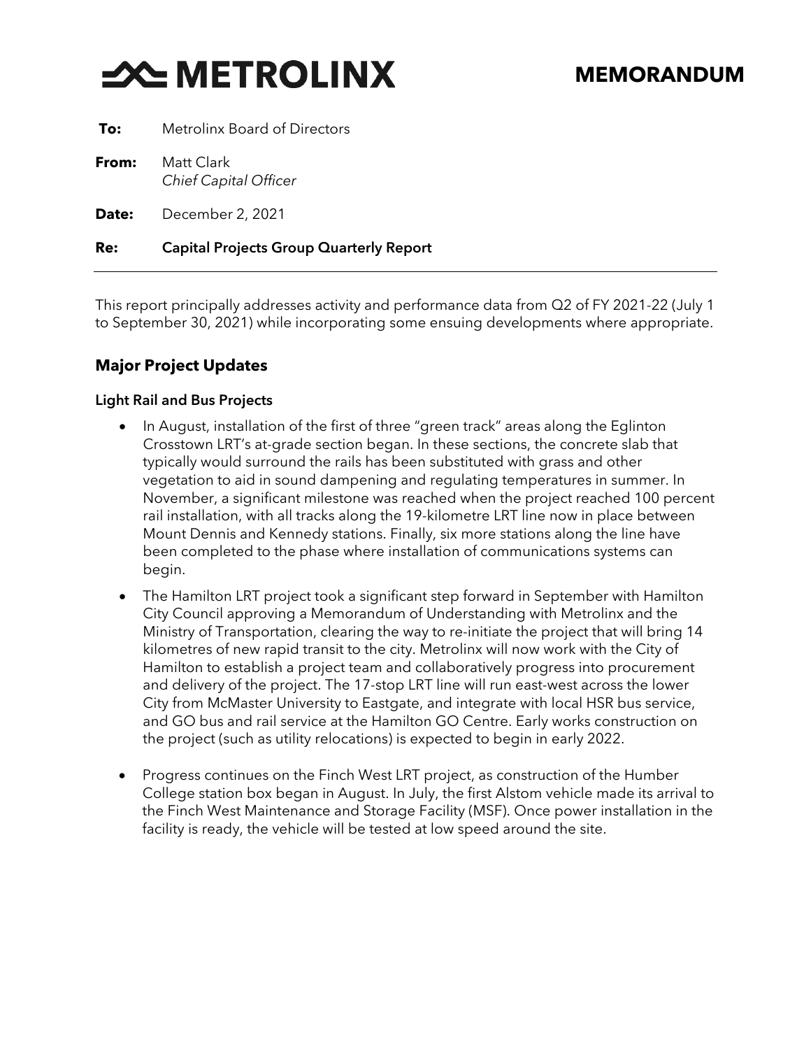# METROLINX

## MEMORANDUM

**To:** Metrolinx Board of Directors

**From:** Matt Clark
*Chief Capital Officer*

**Date:** December 2, 2021

**Re:** **Capital Projects Group Quarterly Report**

---

This report principally addresses activity and performance data from Q2 of FY 2021-22 (July 1 to September 30, 2021) while incorporating some ensuing developments where appropriate.

## Major Project Updates

### Light Rail and Bus Projects

- In August, installation of the first of three "green track" areas along the Eglinton Crosstown LRT's at-grade section began. In these sections, the concrete slab that typically would surround the rails has been substituted with grass and other vegetation to aid in sound dampening and regulating temperatures in summer. In November, a significant milestone was reached when the project reached 100 percent rail installation, with all tracks along the 19-kilometre LRT line now in place between Mount Dennis and Kennedy stations. Finally, six more stations along the line have been completed to the phase where installation of communications systems can begin.
- The Hamilton LRT project took a significant step forward in September with Hamilton City Council approving a Memorandum of Understanding with Metrolinx and the Ministry of Transportation, clearing the way to re-initiate the project that will bring 14 kilometres of new rapid transit to the city. Metrolinx will now work with the City of Hamilton to establish a project team and collaboratively progress into procurement and delivery of the project. The 17-stop LRT line will run east-west across the lower City from McMaster University to Eastgate, and integrate with local HSR bus service, and GO bus and rail service at the Hamilton GO Centre. Early works construction on the project (such as utility relocations) is expected to begin in early 2022.
- Progress continues on the Finch West LRT project, as construction of the Humber College station box began in August. In July, the first Alstom vehicle made its arrival to the Finch West Maintenance and Storage Facility (MSF). Once power installation in the facility is ready, the vehicle will be tested at low speed around the site.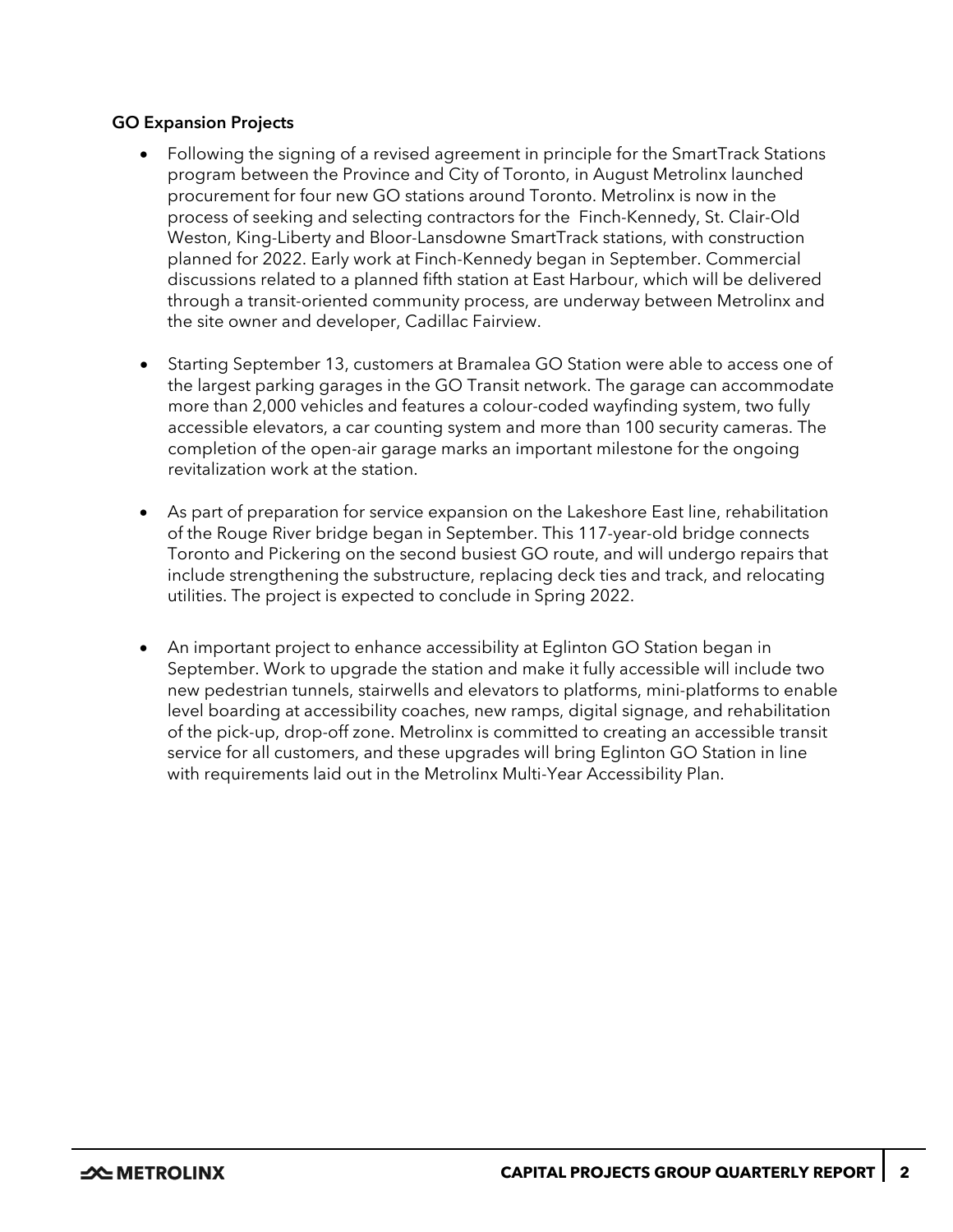### GO Expansion Projects

- Following the signing of a revised agreement in principle for the SmartTrack Stations program between the Province and City of Toronto, in August Metrolinx launched procurement for four new GO stations around Toronto. Metrolinx is now in the process of seeking and selecting contractors for the Finch-Kennedy, St. Clair-Old Weston, King-Liberty and Bloor-Lansdowne SmartTrack stations, with construction planned for 2022. Early work at Finch-Kennedy began in September. Commercial discussions related to a planned fifth station at East Harbour, which will be delivered through a transit-oriented community process, are underway between Metrolinx and the site owner and developer, Cadillac Fairview.

- Starting September 13, customers at Bramalea GO Station were able to access one of the largest parking garages in the GO Transit network. The garage can accommodate more than 2,000 vehicles and features a colour-coded wayfinding system, two fully accessible elevators, a car counting system and more than 100 security cameras. The completion of the open-air garage marks an important milestone for the ongoing revitalization work at the station.

- As part of preparation for service expansion on the Lakeshore East line, rehabilitation of the Rouge River bridge began in September. This 117-year-old bridge connects Toronto and Pickering on the second busiest GO route, and will undergo repairs that include strengthening the substructure, replacing deck ties and track, and relocating utilities. The project is expected to conclude in Spring 2022.

- An important project to enhance accessibility at Eglinton GO Station began in September. Work to upgrade the station and make it fully accessible will include two new pedestrian tunnels, stairwells and elevators to platforms, mini-platforms to enable level boarding at accessibility coaches, new ramps, digital signage, and rehabilitation of the pick-up, drop-off zone. Metrolinx is committed to creating an accessible transit service for all customers, and these upgrades will bring Eglinton GO Station in line with requirements laid out in the Metrolinx Multi-Year Accessibility Plan.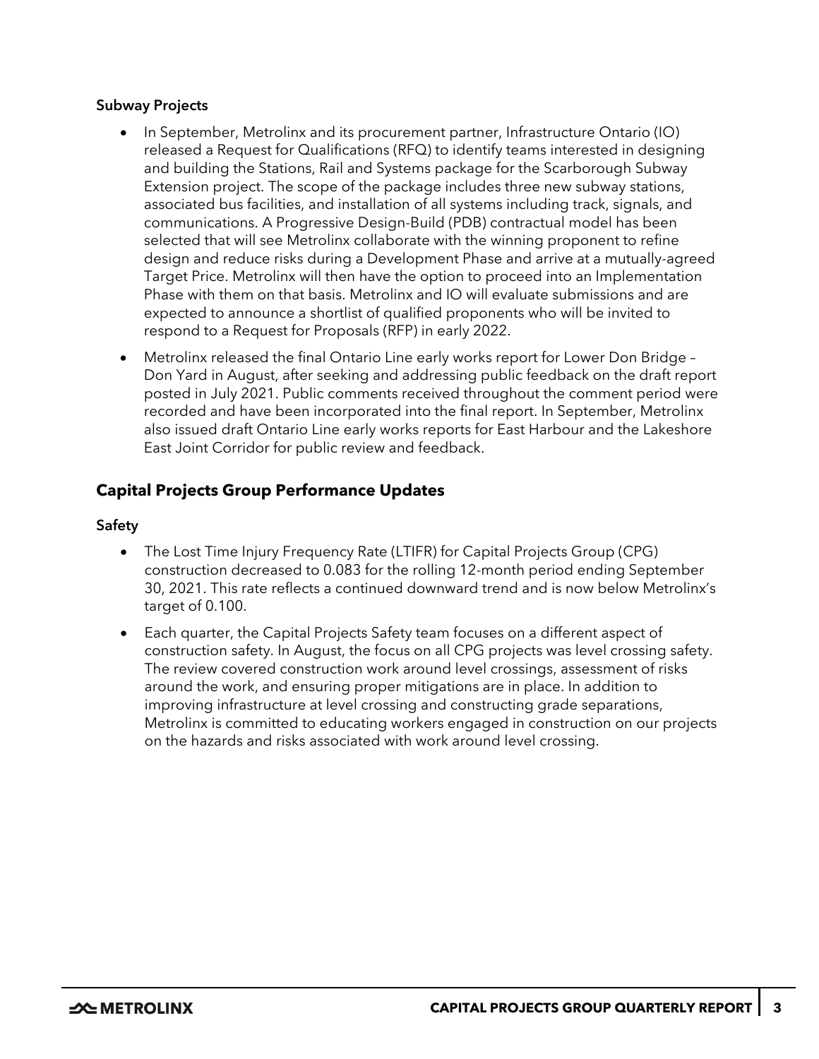### Subway Projects

- In September, Metrolinx and its procurement partner, Infrastructure Ontario (IO) released a Request for Qualifications (RFQ) to identify teams interested in designing and building the Stations, Rail and Systems package for the Scarborough Subway Extension project. The scope of the package includes three new subway stations, associated bus facilities, and installation of all systems including track, signals, and communications. A Progressive Design-Build (PDB) contractual model has been selected that will see Metrolinx collaborate with the winning proponent to refine design and reduce risks during a Development Phase and arrive at a mutually-agreed Target Price. Metrolinx will then have the option to proceed into an Implementation Phase with them on that basis. Metrolinx and IO will evaluate submissions and are expected to announce a shortlist of qualified proponents who will be invited to respond to a Request for Proposals (RFP) in early 2022.
- Metrolinx released the final Ontario Line early works report for Lower Don Bridge – Don Yard in August, after seeking and addressing public feedback on the draft report posted in July 2021. Public comments received throughout the comment period were recorded and have been incorporated into the final report. In September, Metrolinx also issued draft Ontario Line early works reports for East Harbour and the Lakeshore East Joint Corridor for public review and feedback.

## Capital Projects Group Performance Updates

### Safety

- The Lost Time Injury Frequency Rate (LTIFR) for Capital Projects Group (CPG) construction decreased to 0.083 for the rolling 12-month period ending September 30, 2021. This rate reflects a continued downward trend and is now below Metrolinx's target of 0.100.
- Each quarter, the Capital Projects Safety team focuses on a different aspect of construction safety. In August, the focus on all CPG projects was level crossing safety. The review covered construction work around level crossings, assessment of risks around the work, and ensuring proper mitigations are in place. In addition to improving infrastructure at level crossing and constructing grade separations, Metrolinx is committed to educating workers engaged in construction on our projects on the hazards and risks associated with work around level crossing.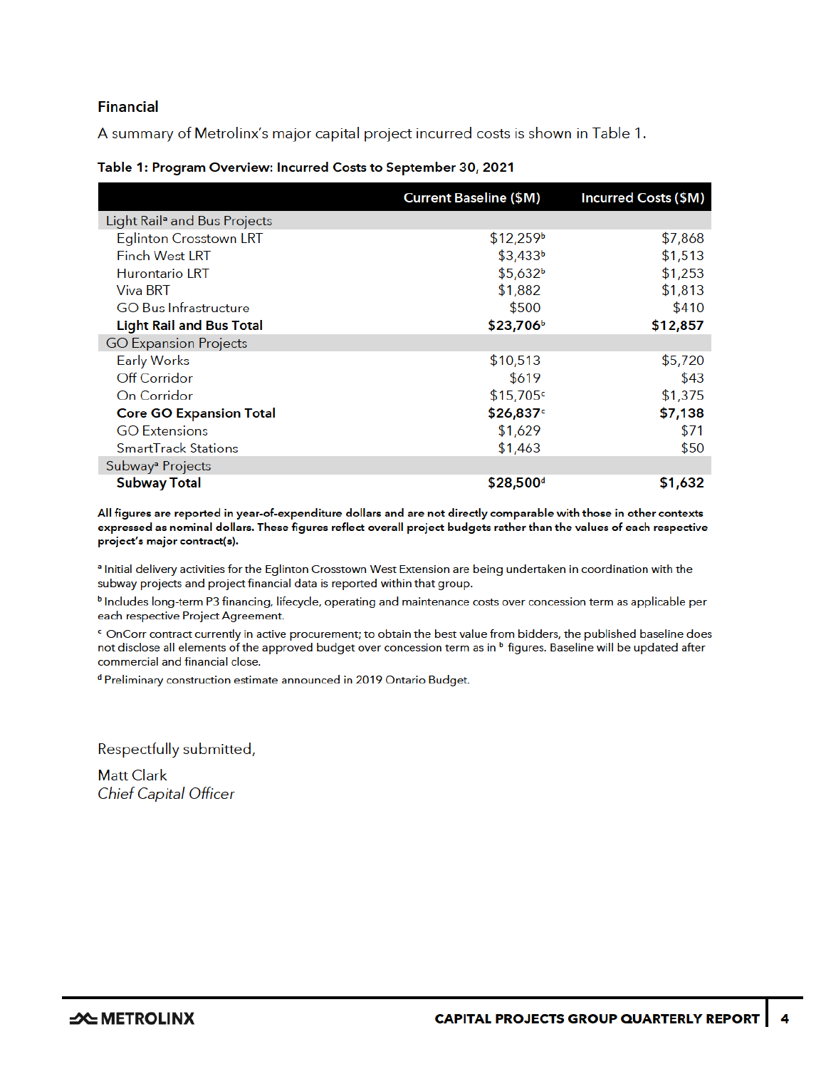## Financial

A summary of Metrolinx's major capital project incurred costs is shown in Table 1.

**Table 1: Program Overview: Incurred Costs to September 30, 2021**

| | Current Baseline ($M) | Incurred Costs ($M) |
|---|---|---|
| Light Rail[a] and Bus Projects | | |
| Eglinton Crosstown LRT | $12,259[b] | $7,868 |
| Finch West LRT | $3,433[b] | $1,513 |
| Hurontario LRT | $5,632[b] | $1,253 |
| Viva BRT | $1,882 | $1,813 |
| GO Bus Infrastructure | $500 | $410 |
| **Light Rail and Bus Total** | **$23,706[b]** | **$12,857** |
| GO Expansion Projects | | |
| Early Works | $10,513 | $5,720 |
| Off Corridor | $619 | $43 |
| On Corridor | $15,705[c] | $1,375 |
| **Core GO Expansion Total** | **$26,837[c]** | **$7,138** |
| GO Extensions | $1,629 | $71 |
| SmartTrack Stations | $1,463 | $50 |
| Subway[a] Projects | | |
| **Subway Total** | **$28,500[d]** | **$1,632** |

**All figures are reported in year-of-expenditure dollars and are not directly comparable with those in other contexts expressed as nominal dollars. These figures reflect overall project budgets rather than the values of each respective project's major contract(s).**

[a] Initial delivery activities for the Eglinton Crosstown West Extension are being undertaken in coordination with the subway projects and project financial data is reported within that group.

[b] Includes long-term P3 financing, lifecycle, operating and maintenance costs over concession term as applicable per each respective Project Agreement.

[c] OnCorr contract currently in active procurement; to obtain the best value from bidders, the published baseline does not disclose all elements of the approved budget over concession term as in [b] figures. Baseline will be updated after commercial and financial close.

[d] Preliminary construction estimate announced in 2019 Ontario Budget.

Respectfully submitted,

Matt Clark
*Chief Capital Officer*